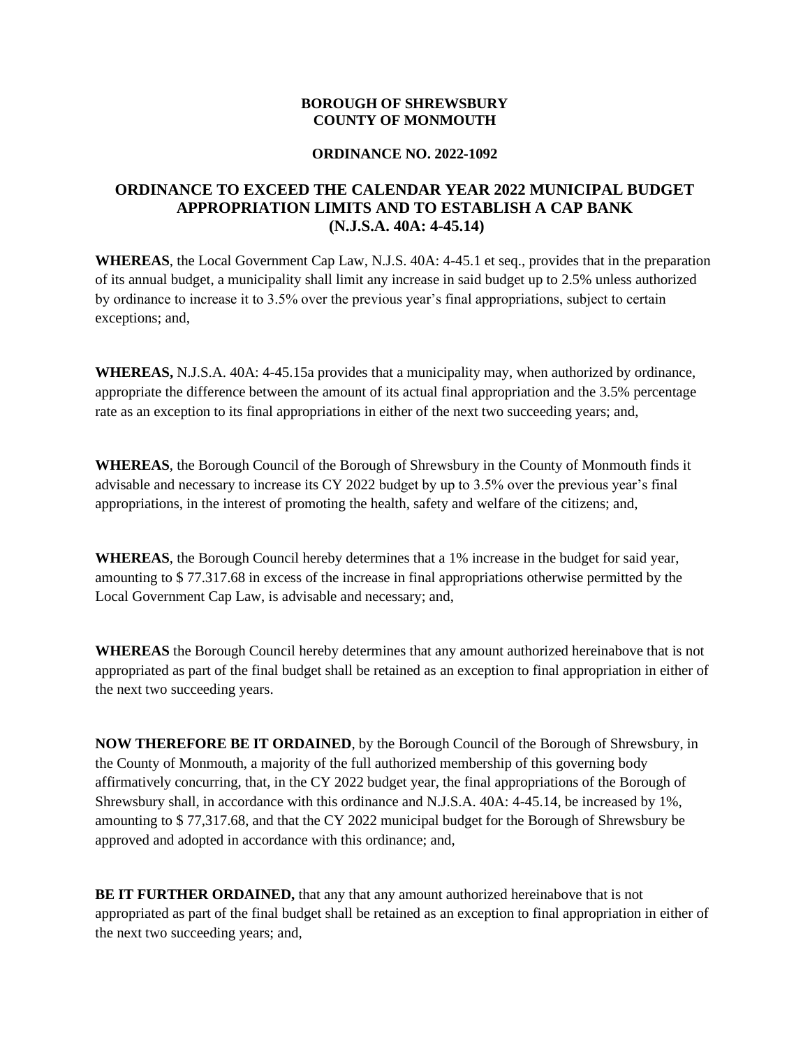**BOROUGH OF SHREWSBURY**
**COUNTY OF MONMOUTH**

**ORDINANCE NO. 2022-1092**

## ORDINANCE TO EXCEED THE CALENDAR YEAR 2022 MUNICIPAL BUDGET APPROPRIATION LIMITS AND TO ESTABLISH A CAP BANK (N.J.S.A. 40A: 4-45.14)

**WHEREAS**, the Local Government Cap Law, N.J.S. 40A: 4-45.1 et seq., provides that in the preparation of its annual budget, a municipality shall limit any increase in said budget up to 2.5% unless authorized by ordinance to increase it to 3.5% over the previous year's final appropriations, subject to certain exceptions; and,

**WHEREAS,** N.J.S.A. 40A: 4-45.15a provides that a municipality may, when authorized by ordinance, appropriate the difference between the amount of its actual final appropriation and the 3.5% percentage rate as an exception to its final appropriations in either of the next two succeeding years; and,

**WHEREAS**, the Borough Council of the Borough of Shrewsbury in the County of Monmouth finds it advisable and necessary to increase its CY 2022 budget by up to 3.5% over the previous year's final appropriations, in the interest of promoting the health, safety and welfare of the citizens; and,

**WHEREAS**, the Borough Council hereby determines that a 1% increase in the budget for said year, amounting to $ 77.317.68 in excess of the increase in final appropriations otherwise permitted by the Local Government Cap Law, is advisable and necessary; and,

**WHEREAS** the Borough Council hereby determines that any amount authorized hereinabove that is not appropriated as part of the final budget shall be retained as an exception to final appropriation in either of the next two succeeding years.

**NOW THEREFORE BE IT ORDAINED**, by the Borough Council of the Borough of Shrewsbury, in the County of Monmouth, a majority of the full authorized membership of this governing body affirmatively concurring, that, in the CY 2022 budget year, the final appropriations of the Borough of Shrewsbury shall, in accordance with this ordinance and N.J.S.A. 40A: 4-45.14, be increased by 1%, amounting to $ 77,317.68, and that the CY 2022 municipal budget for the Borough of Shrewsbury be approved and adopted in accordance with this ordinance; and,

**BE IT FURTHER ORDAINED,** that any that any amount authorized hereinabove that is not appropriated as part of the final budget shall be retained as an exception to final appropriation in either of the next two succeeding years; and,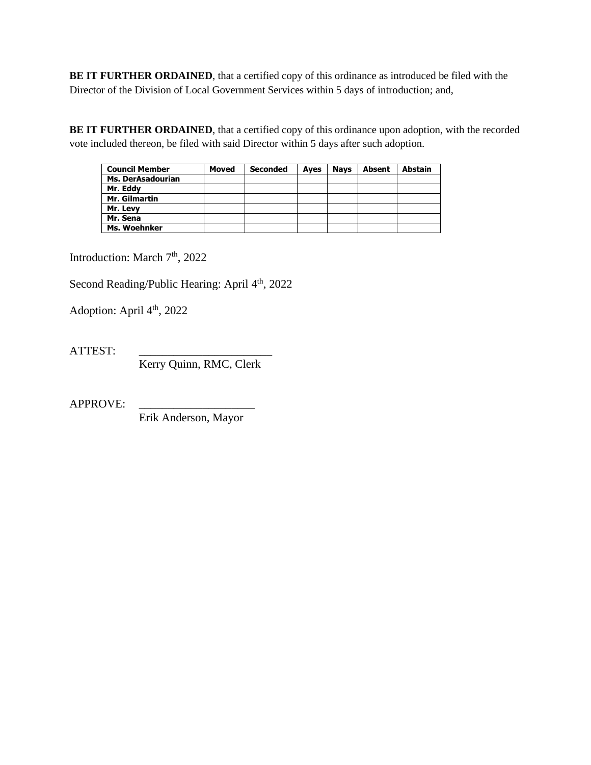**BE IT FURTHER ORDAINED**, that a certified copy of this ordinance as introduced be filed with the Director of the Division of Local Government Services within 5 days of introduction; and,

**BE IT FURTHER ORDAINED**, that a certified copy of this ordinance upon adoption, with the recorded vote included thereon, be filed with said Director within 5 days after such adoption.

| Council Member | Moved | Seconded | Ayes | Nays | Absent | Abstain |
|---|---|---|---|---|---|---|
| Ms. DerAsadourian | | | | | | |
| Mr. Eddy | | | | | | |
| Mr. Gilmartin | | | | | | |
| Mr. Levy | | | | | | |
| Mr. Sena | | | | | | |
| Ms. Woehnker | | | | | | |

Introduction: March 7th, 2022

Second Reading/Public Hearing: April 4th, 2022

Adoption: April 4th, 2022

ATTEST: ______________________
Kerry Quinn, RMC, Clerk

APPROVE: ___________________
Erik Anderson, Mayor